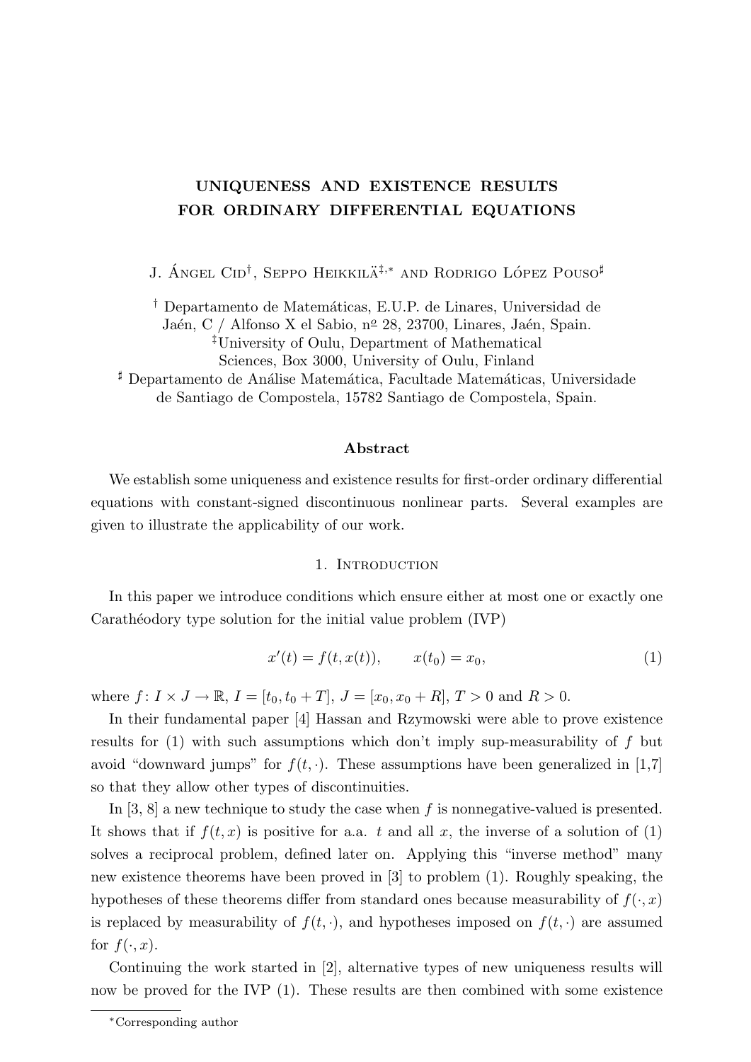# UNIQUENESS AND EXISTENCE RESULTS FOR ORDINARY DIFFERENTIAL EQUATIONS

J. Ángel Cid[†], Seppo Heikkilä[‡,*] and Rodrigo López Pouso[♯]

[†] Departamento de Matemáticas, E.U.P. de Linares, Universidad de Jaén, C / Alfonso X el Sabio, nº 28, 23700, Linares, Jaén, Spain.
[‡] University of Oulu, Department of Mathematical Sciences, Box 3000, University of Oulu, Finland
[♯] Departamento de Análise Matemática, Facultade Matemáticas, Universidade de Santiago de Compostela, 15782 Santiago de Compostela, Spain.

### Abstract

We establish some uniqueness and existence results for first-order ordinary differential equations with constant-signed discontinuous nonlinear parts. Several examples are given to illustrate the applicability of our work.

## 1. Introduction

In this paper we introduce conditions which ensure either at most one or exactly one Carathéodory type solution for the initial value problem (IVP)

$$x'(t) = f(t, x(t)), \qquad x(t_0) = x_0, \tag{1}$$

where $f \colon I \times J \to \mathbb{R}$, $I = [t_0, t_0 + T]$, $J = [x_0, x_0 + R]$, $T > 0$ and $R > 0$.

In their fundamental paper [4] Hassan and Rzymowski were able to prove existence results for (1) with such assumptions which don't imply sup-measurability of $f$ but avoid "downward jumps" for $f(t, \cdot)$. These assumptions have been generalized in [1,7] so that they allow other types of discontinuities.

In [3, 8] a new technique to study the case when $f$ is nonnegative-valued is presented. It shows that if $f(t, x)$ is positive for a.a. $t$ and all $x$, the inverse of a solution of (1) solves a reciprocal problem, defined later on. Applying this "inverse method" many new existence theorems have been proved in [3] to problem (1). Roughly speaking, the hypotheses of these theorems differ from standard ones because measurability of $f(\cdot, x)$ is replaced by measurability of $f(t, \cdot)$, and hypotheses imposed on $f(t, \cdot)$ are assumed for $f(\cdot, x)$.

Continuing the work started in [2], alternative types of new uniqueness results will now be proved for the IVP (1). These results are then combined with some existence

* Corresponding author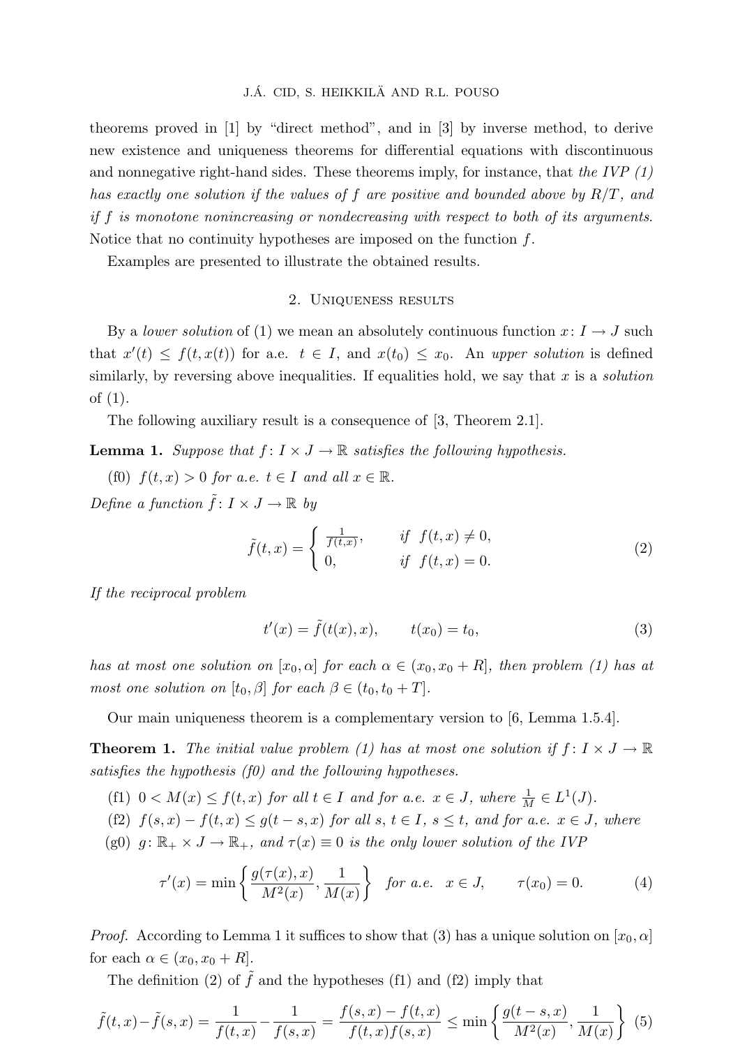theorems proved in [1] by "direct method", and in [3] by inverse method, to derive new existence and uniqueness theorems for differential equations with discontinuous and nonnegative right-hand sides. These theorems imply, for instance, that *the IVP (1) has exactly one solution if the values of $f$ are positive and bounded above by $R/T$, and if $f$ is monotone nonincreasing or nondecreasing with respect to both of its arguments.* Notice that no continuity hypotheses are imposed on the function $f$.

Examples are presented to illustrate the obtained results.

## 2. Uniqueness results

By a *lower solution* of (1) we mean an absolutely continuous function $x\colon I \to J$ such that $x'(t) \le f(t, x(t))$ for a.e. $t \in I$, and $x(t_0) \le x_0$. An *upper solution* is defined similarly, by reversing above inequalities. If equalities hold, we say that $x$ is a *solution* of (1).

The following auxiliary result is a consequence of [3, Theorem 2.1].

**Lemma 1.** *Suppose that $f\colon I \times J \to \mathbb{R}$ satisfies the following hypothesis.*

(f0) *$f(t, x) > 0$ for a.e. $t \in I$ and all $x \in \mathbb{R}$.*

*Define a function $\tilde{f}\colon I \times J \to \mathbb{R}$ by*

$$\tilde{f}(t,x) = \begin{cases} \frac{1}{f(t,x)}, & \text{if } f(t,x) \neq 0, \\ 0, & \text{if } f(t,x) = 0. \end{cases} \tag{2}$$

*If the reciprocal problem*

$$t'(x) = \tilde{f}(t(x), x), \qquad t(x_0) = t_0, \tag{3}$$

*has at most one solution on $[x_0, \alpha]$ for each $\alpha \in (x_0, x_0 + R]$, then problem (1) has at most one solution on $[t_0, \beta]$ for each $\beta \in (t_0, t_0 + T]$.*

Our main uniqueness theorem is a complementary version to [6, Lemma 1.5.4].

**Theorem 1.** *The initial value problem (1) has at most one solution if $f\colon I \times J \to \mathbb{R}$ satisfies the hypothesis (f0) and the following hypotheses.*

(f1) *$0 < M(x) \le f(t, x)$ for all $t \in I$ and for a.e. $x \in J$, where $\frac{1}{M} \in L^1(J)$.*

(f2) *$f(s, x) - f(t, x) \le g(t - s, x)$ for all $s$, $t \in I$, $s \le t$, and for a.e. $x \in J$, where*

(g0) *$g\colon \mathbb{R}_+ \times J \to \mathbb{R}_+$, and $\tau(x) \equiv 0$ is the only lower solution of the IVP*

$$\tau'(x) = \min\left\{ \frac{g(\tau(x), x)}{M^2(x)}, \frac{1}{M(x)} \right\} \quad \text{for a.e. } x \in J, \qquad \tau(x_0) = 0. \tag{4}$$

*Proof.* According to Lemma 1 it suffices to show that (3) has a unique solution on $[x_0, \alpha]$ for each $\alpha \in (x_0, x_0 + R]$.

The definition (2) of $\tilde{f}$ and the hypotheses (f1) and (f2) imply that

$$\tilde{f}(t,x) - \tilde{f}(s,x) = \frac{1}{f(t,x)} - \frac{1}{f(s,x)} = \frac{f(s,x) - f(t,x)}{f(t,x)f(s,x)} \le \min\left\{ \frac{g(t-s,x)}{M^2(x)}, \frac{1}{M(x)} \right\} \tag{5}$$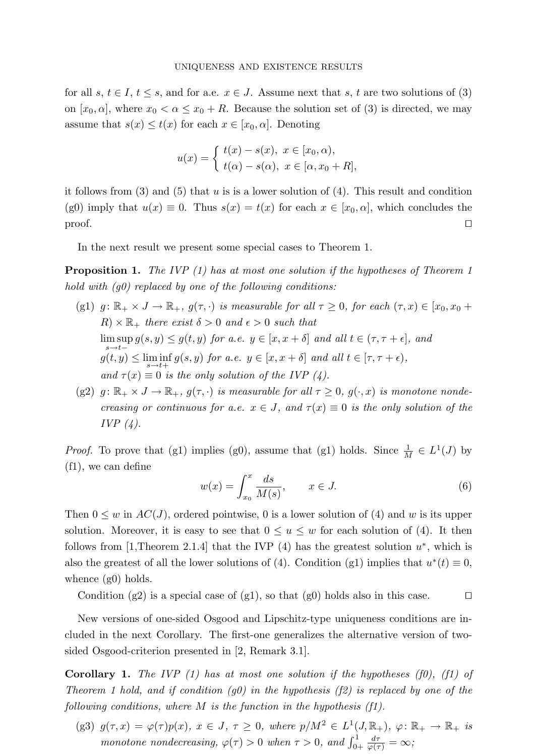for all $s$, $t \in I$, $t \leq s$, and for a.e. $x \in J$. Assume next that $s$, $t$ are two solutions of (3) on $[x_0, \alpha]$, where $x_0 < \alpha \leq x_0 + R$. Because the solution set of (3) is directed, we may assume that $s(x) \leq t(x)$ for each $x \in [x_0, \alpha]$. Denoting

$$u(x) = \begin{cases} t(x) - s(x), & x \in [x_0, \alpha), \\ t(\alpha) - s(\alpha), & x \in [\alpha, x_0 + R], \end{cases}$$

it follows from (3) and (5) that $u$ is is a lower solution of (4). This result and condition (g0) imply that $u(x) \equiv 0$. Thus $s(x) = t(x)$ for each $x \in [x_0, \alpha]$, which concludes the proof. □

In the next result we present some special cases to Theorem 1.

**Proposition 1.** *The IVP (1) has at most one solution if the hypotheses of Theorem 1 hold with (g0) replaced by one of the following conditions:*

- (g1) *$g\colon \mathbb{R}_+ \times J \to \mathbb{R}_+$, $g(\tau, \cdot)$ is measurable for all $\tau \geq 0$, for each $(\tau, x) \in [x_0, x_0 + R) \times \mathbb{R}_+$ there exist $\delta > 0$ and $\epsilon > 0$ such that*
  *$\limsup_{s \to t-} g(s, y) \leq g(t, y)$ for a.e. $y \in [x, x + \delta]$ and all $t \in (\tau, \tau + \epsilon]$, and*
  *$g(t, y) \leq \liminf_{s \to t+} g(s, y)$ for a.e. $y \in [x, x + \delta]$ and all $t \in [\tau, \tau + \epsilon)$,*
  *and $\tau(x) \equiv 0$ is the only solution of the IVP (4).*
- (g2) *$g\colon \mathbb{R}_+ \times J \to \mathbb{R}_+$, $g(\tau, \cdot)$ is measurable for all $\tau \geq 0$, $g(\cdot, x)$ is monotone nondecreasing or continuous for a.e. $x \in J$, and $\tau(x) \equiv 0$ is the only solution of the IVP (4).*

*Proof.* To prove that (g1) implies (g0), assume that (g1) holds. Since $\frac{1}{M} \in L^1(J)$ by (f1), we can define

$$w(x) = \int_{x_0}^{x} \frac{ds}{M(s)}, \qquad x \in J. \tag{6}$$

Then $0 \leq w$ in $AC(J)$, ordered pointwise, 0 is a lower solution of (4) and $w$ is its upper solution. Moreover, it is easy to see that $0 \leq u \leq w$ for each solution of (4). It then follows from [1,Theorem 2.1.4] that the IVP (4) has the greatest solution $u^*$, which is also the greatest of all the lower solutions of (4). Condition (g1) implies that $u^*(t) \equiv 0$, whence (g0) holds.

Condition (g2) is a special case of (g1), so that (g0) holds also in this case. □

New versions of one-sided Osgood and Lipschitz-type uniqueness conditions are included in the next Corollary. The first-one generalizes the alternative version of two-sided Osgood-criterion presented in [2, Remark 3.1].

**Corollary 1.** *The IVP (1) has at most one solution if the hypotheses (f0), (f1) of Theorem 1 hold, and if condition (g0) in the hypothesis (f2) is replaced by one of the following conditions, where $M$ is the function in the hypothesis (f1).*

- (g3) *$g(\tau, x) = \varphi(\tau) p(x)$, $x \in J$, $\tau \geq 0$, where $p/M^2 \in L^1(J, \mathbb{R}_+)$, $\varphi\colon \mathbb{R}_+ \to \mathbb{R}_+$ is monotone nondecreasing, $\varphi(\tau) > 0$ when $\tau > 0$, and $\int_{0+}^{1} \frac{d\tau}{\varphi(\tau)} = \infty$;*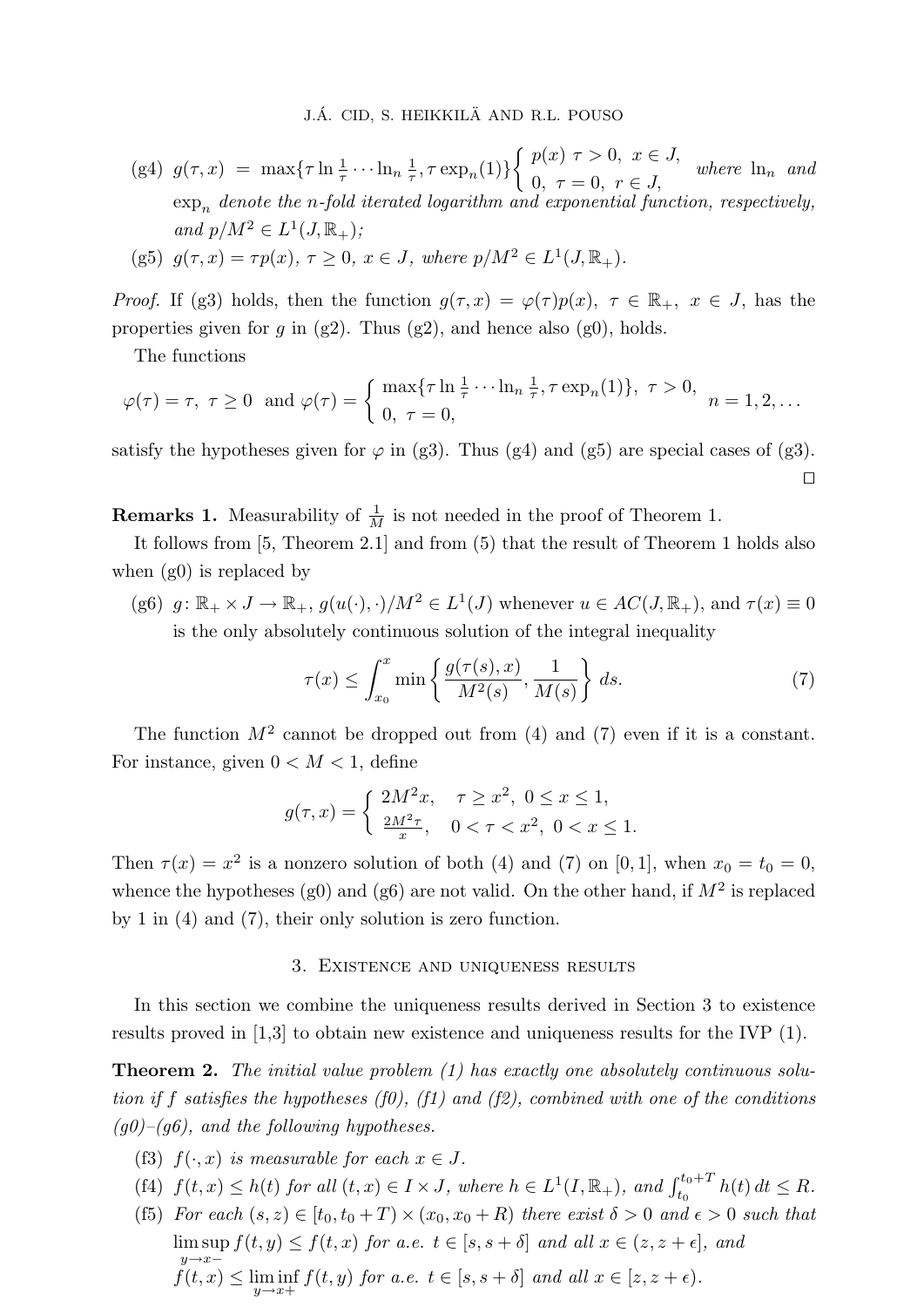(g4) $g(\tau, x) = \max\{\tau \ln \frac{1}{\tau} \cdots \ln_n \frac{1}{\tau}, \tau \exp_n(1)\}\begin{cases} p(x) \ \tau > 0, \ x \in J, \\ 0, \ \tau = 0, \ r \in J, \end{cases}$ *where* $\ln_n$ *and* $\exp_n$ *denote the n-fold iterated logarithm and exponential function, respectively, and* $p/M^2 \in L^1(J, \mathbb{R}_+)$*;*

(g5) $g(\tau, x) = \tau p(x)$, $\tau \geq 0$, $x \in J$, *where* $p/M^2 \in L^1(J, \mathbb{R}_+)$.

*Proof.* If (g3) holds, then the function $g(\tau, x) = \varphi(\tau)p(x)$, $\tau \in \mathbb{R}_+$, $x \in J$, has the properties given for $g$ in (g2). Thus (g2), and hence also (g0), holds.

The functions

$$\varphi(\tau) = \tau, \ \tau \geq 0 \ \text{ and } \varphi(\tau) = \begin{cases} \max\{\tau \ln \frac{1}{\tau} \cdots \ln_n \frac{1}{\tau}, \tau \exp_n(1)\}, \ \tau > 0, \\ 0, \ \tau = 0, \end{cases} \quad n = 1, 2, \ldots$$

satisfy the hypotheses given for $\varphi$ in (g3). Thus (g4) and (g5) are special cases of (g3). □

**Remarks 1.** Measurability of $\frac{1}{M}$ is not needed in the proof of Theorem 1.

It follows from [5, Theorem 2.1] and from (5) that the result of Theorem 1 holds also when (g0) is replaced by

(g6) $g\colon \mathbb{R}_+ \times J \to \mathbb{R}_+$, $g(u(\cdot), \cdot)/M^2 \in L^1(J)$ whenever $u \in AC(J, \mathbb{R}_+)$, and $\tau(x) \equiv 0$ is the only absolutely continuous solution of the integral inequality

$$\tau(x) \leq \int_{x_0}^{x} \min\left\{\frac{g(\tau(s), x)}{M^2(s)}, \frac{1}{M(s)}\right\} ds. \tag{7}$$

The function $M^2$ cannot be dropped out from (4) and (7) even if it is a constant. For instance, given $0 < M < 1$, define

$$g(\tau, x) = \begin{cases} 2M^2 x, & \tau \geq x^2, \ 0 \leq x \leq 1, \\ \frac{2M^2\tau}{x}, & 0 < \tau < x^2, \ 0 < x \leq 1. \end{cases}$$

Then $\tau(x) = x^2$ is a nonzero solution of both (4) and (7) on $[0, 1]$, when $x_0 = t_0 = 0$, whence the hypotheses (g0) and (g6) are not valid. On the other hand, if $M^2$ is replaced by 1 in (4) and (7), their only solution is zero function.

## 3. Existence and uniqueness results

In this section we combine the uniqueness results derived in Section 3 to existence results proved in [1,3] to obtain new existence and uniqueness results for the IVP (1).

**Theorem 2.** *The initial value problem (1) has exactly one absolutely continuous solution if f satisfies the hypotheses (f0), (f1) and (f2), combined with one of the conditions (g0)–(g6), and the following hypotheses.*

(f3) *$f(\cdot, x)$ is measurable for each $x \in J$.*

(f4) *$f(t, x) \leq h(t)$ for all $(t, x) \in I \times J$, where $h \in L^1(I, \mathbb{R}_+)$, and $\int_{t_0}^{t_0+T} h(t)\, dt \leq R$.*

(f5) *For each $(s, z) \in [t_0, t_0 + T) \times (x_0, x_0 + R)$ there exist $\delta > 0$ and $\epsilon > 0$ such that $\limsup_{y \to x-} f(t, y) \leq f(t, x)$ for a.e. $t \in [s, s + \delta]$ and all $x \in (z, z + \epsilon]$, and $f(t, x) \leq \liminf_{y \to x+} f(t, y)$ for a.e. $t \in [s, s + \delta]$ and all $x \in [z, z + \epsilon)$.*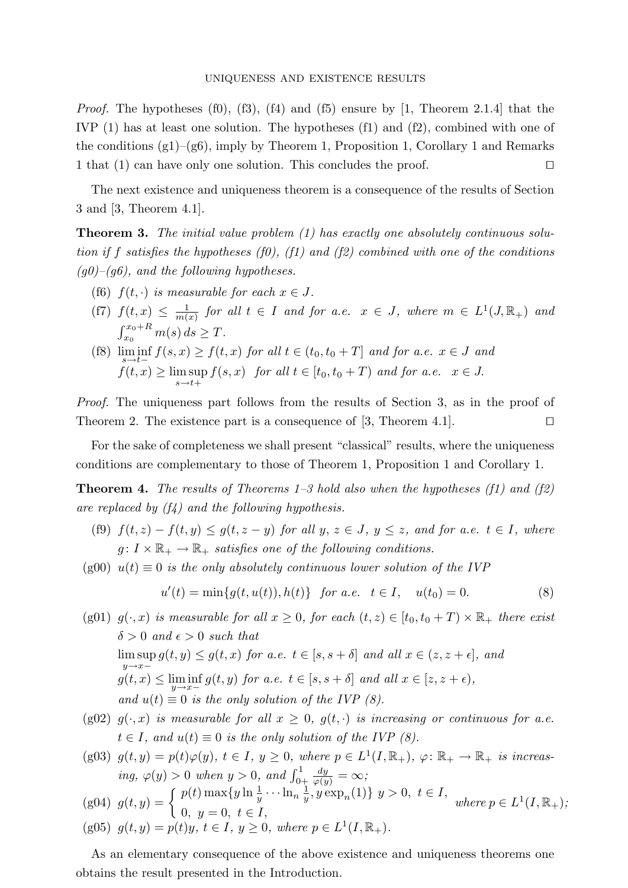*Proof.* The hypotheses (f0), (f3), (f4) and (f5) ensure by [1, Theorem 2.1.4] that the IVP (1) has at least one solution. The hypotheses (f1) and (f2), combined with one of the conditions (g1)–(g6), imply by Theorem 1, Proposition 1, Corollary 1 and Remarks 1 that (1) can have only one solution. This concludes the proof. □

The next existence and uniqueness theorem is a consequence of the results of Section 3 and [3, Theorem 4.1].

**Theorem 3.** *The initial value problem (1) has exactly one absolutely continuous solution if $f$ satisfies the hypotheses (f0), (f1) and (f2) combined with one of the conditions (g0)–(g6), and the following hypotheses.*

- (f6) *$f(t, \cdot)$ is measurable for each $x \in J$.*
- (f7) *$f(t,x) \le \frac{1}{m(x)}$ for all $t \in I$ and for a.e. $x \in J$, where $m \in L^1(J, \mathbb{R}_+)$ and $\int_{x_0}^{x_0+R} m(s)\,ds \ge T$.*
- (f8) *$\liminf\limits_{s \to t-} f(s,x) \ge f(t,x)$ for all $t \in (t_0, t_0+T]$ and for a.e. $x \in J$ and $f(t,x) \ge \limsup\limits_{s \to t+} f(s,x)$ for all $t \in [t_0, t_0+T)$ and for a.e. $x \in J$.*

*Proof.* The uniqueness part follows from the results of Section 3, as in the proof of Theorem 2. The existence part is a consequence of [3, Theorem 4.1]. □

For the sake of completeness we shall present "classical" results, where the uniqueness conditions are complementary to those of Theorem 1, Proposition 1 and Corollary 1.

**Theorem 4.** *The results of Theorems 1–3 hold also when the hypotheses (f1) and (f2) are replaced by (f4) and the following hypothesis.*

- (f9) *$f(t,z) - f(t,y) \le g(t, z-y)$ for all $y, z \in J$, $y \le z$, and for a.e. $t \in I$, where $g\colon I \times \mathbb{R}_+ \to \mathbb{R}_+$ satisfies one of the following conditions.*
- (g00) *$u(t) \equiv 0$ is the only absolutely continuous lower solution of the IVP*

$$u'(t) = \min\{g(t, u(t)), h(t)\} \quad \text{for a.e. } \ t \in I, \quad u(t_0) = 0. \tag{8}$$

- (g01) *$g(\cdot, x)$ is measurable for all $x \ge 0$, for each $(t,z) \in [t_0, t_0+T) \times \mathbb{R}_+$ there exist $\delta > 0$ and $\epsilon > 0$ such that*
  *$\limsup\limits_{y \to x-} g(t,y) \le g(t,x)$ for a.e. $t \in [s, s+\delta]$ and all $x \in (z, z+\epsilon]$, and*
  *$g(t,x) \le \liminf\limits_{y \to x-} g(t,y)$ for a.e. $t \in [s, s+\delta]$ and all $x \in [z, z+\epsilon)$,*
  *and $u(t) \equiv 0$ is the only solution of the IVP (8).*
- (g02) *$g(\cdot, x)$ is measurable for all $x \ge 0$, $g(t, \cdot)$ is increasing or continuous for a.e. $t \in I$, and $u(t) \equiv 0$ is the only solution of the IVP (8).*
- (g03) *$g(t,y) = p(t)\varphi(y)$, $t \in I$, $y \ge 0$, where $p \in L^1(I, \mathbb{R}_+)$, $\varphi\colon \mathbb{R}_+ \to \mathbb{R}_+$ is increasing, $\varphi(y) > 0$ when $y > 0$, and $\int_{0+}^{1} \frac{dy}{\varphi(y)} = \infty$;*
- (g04) $g(t,y) = \begin{cases} p(t) \max\{y \ln \frac{1}{y} \cdots \ln_n \frac{1}{y}, y \exp_n(1)\} & y > 0,\ t \in I, \\ 0, \ y = 0, \ t \in I, \end{cases}$ *where $p \in L^1(I, \mathbb{R}_+)$;*
- (g05) *$g(t,y) = p(t)y$, $t \in I$, $y \ge 0$, where $p \in L^1(I, \mathbb{R}_+)$.*

As an elementary consequence of the above existence and uniqueness theorems one obtains the result presented in the Introduction.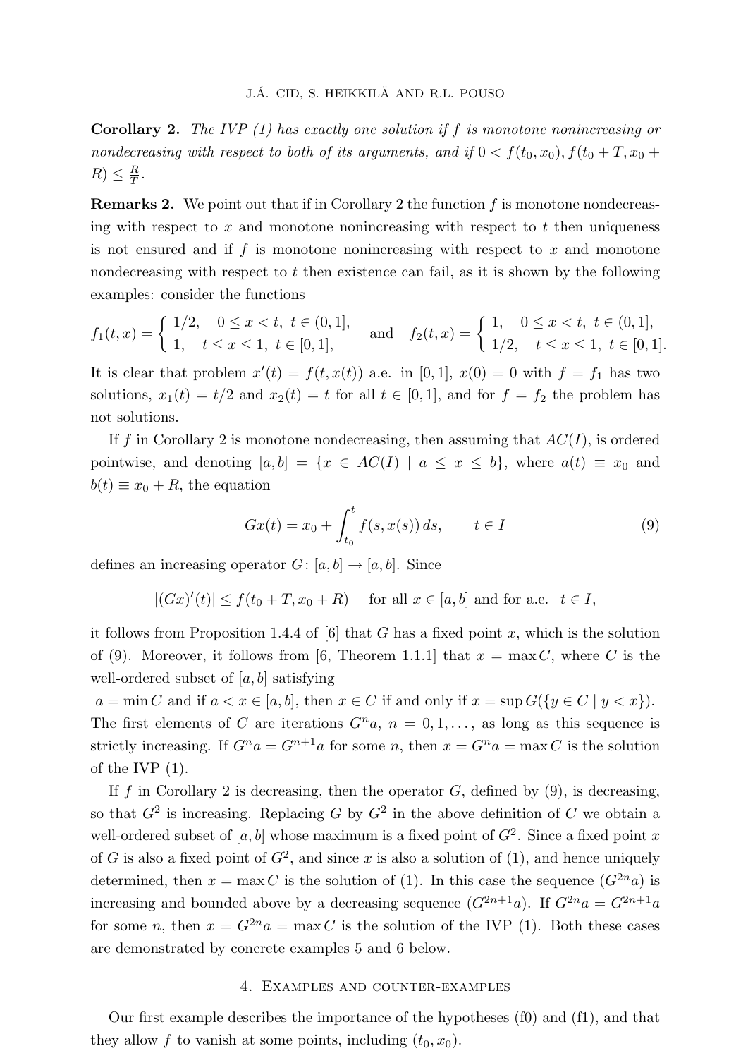**Corollary 2.** *The IVP (1) has exactly one solution if $f$ is monotone nonincreasing or nondecreasing with respect to both of its arguments, and if $0 < f(t_0, x_0), f(t_0+T, x_0+R) \le \frac{R}{T}$.*

**Remarks 2.** We point out that if in Corollary 2 the function $f$ is monotone nondecreasing with respect to $x$ and monotone nonincreasing with respect to $t$ then uniqueness is not ensured and if $f$ is monotone nonincreasing with respect to $x$ and monotone nondecreasing with respect to $t$ then existence can fail, as it is shown by the following examples: consider the functions

$$f_1(t,x) = \begin{cases} 1/2, & 0 \le x < t, \ t \in (0,1], \\ 1, & t \le x \le 1, \ t \in [0,1], \end{cases} \quad \text{and} \quad f_2(t,x) = \begin{cases} 1, & 0 \le x < t, \ t \in (0,1], \\ 1/2, & t \le x \le 1, \ t \in [0,1]. \end{cases}$$

It is clear that problem $x'(t) = f(t, x(t))$ a.e. in $[0,1]$, $x(0) = 0$ with $f = f_1$ has two solutions, $x_1(t) = t/2$ and $x_2(t) = t$ for all $t \in [0,1]$, and for $f = f_2$ the problem has not solutions.

If $f$ in Corollary 2 is monotone nondecreasing, then assuming that $AC(I)$, is ordered pointwise, and denoting $[a,b] = \{x \in AC(I) \mid a \le x \le b\}$, where $a(t) \equiv x_0$ and $b(t) \equiv x_0 + R$, the equation

$$Gx(t) = x_0 + \int_{t_0}^{t} f(s, x(s))\, ds, \qquad t \in I \tag{9}$$

defines an increasing operator $G\colon [a,b] \to [a,b]$. Since

$$|(Gx)'(t)| \le f(t_0+T, x_0+R) \quad \text{ for all } x \in [a,b] \text{ and for a.e. } \ t \in I,$$

it follows from Proposition 1.4.4 of [6] that $G$ has a fixed point $x$, which is the solution of (9). Moreover, it follows from [6, Theorem 1.1.1] that $x = \max C$, where $C$ is the well-ordered subset of $[a,b]$ satisfying

$a = \min C$ and if $a < x \in [a,b]$, then $x \in C$ if and only if $x = \sup G(\{y \in C \mid y < x\})$.

The first elements of $C$ are iterations $G^n a$, $n = 0, 1, \ldots$, as long as this sequence is strictly increasing. If $G^n a = G^{n+1} a$ for some $n$, then $x = G^n a = \max C$ is the solution of the IVP (1).

If $f$ in Corollary 2 is decreasing, then the operator $G$, defined by (9), is decreasing, so that $G^2$ is increasing. Replacing $G$ by $G^2$ in the above definition of $C$ we obtain a well-ordered subset of $[a,b]$ whose maximum is a fixed point of $G^2$. Since a fixed point $x$ of $G$ is also a fixed point of $G^2$, and since $x$ is also a solution of (1), and hence uniquely determined, then $x = \max C$ is the solution of (1). In this case the sequence $(G^{2n}a)$ is increasing and bounded above by a decreasing sequence $(G^{2n+1}a)$. If $G^{2n}a = G^{2n+1}a$ for some $n$, then $x = G^{2n}a = \max C$ is the solution of the IVP (1). Both these cases are demonstrated by concrete examples 5 and 6 below.

## 4. Examples and counter-examples

Our first example describes the importance of the hypotheses (f0) and (f1), and that they allow $f$ to vanish at some points, including $(t_0, x_0)$.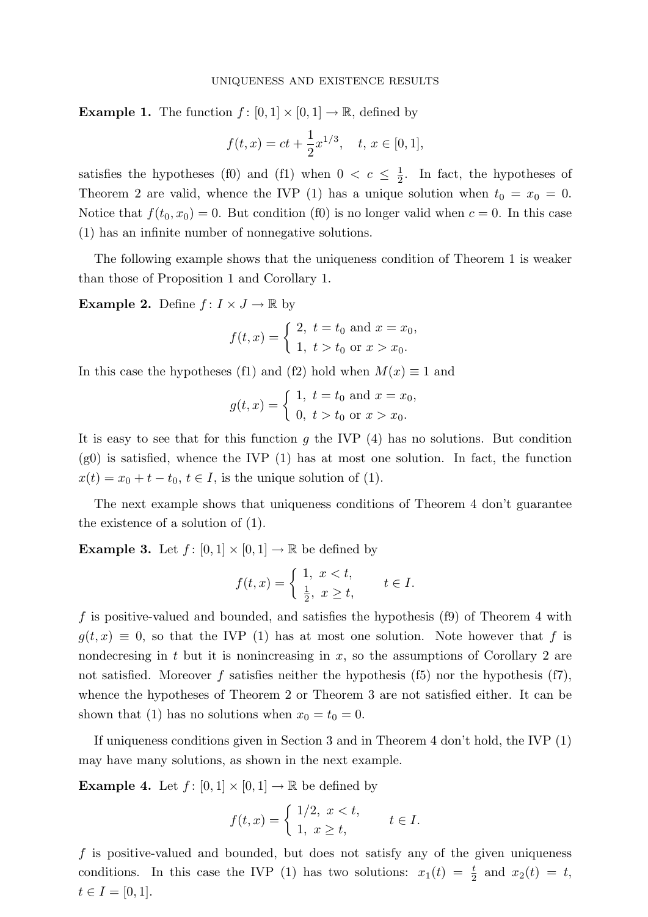**Example 1.** The function $f\colon [0,1]\times[0,1]\to\mathbb{R}$, defined by

$$f(t,x) = ct + \frac{1}{2}x^{1/3}, \quad t,\, x\in[0,1],$$

satisfies the hypotheses (f0) and (f1) when $0 < c \le \frac{1}{2}$. In fact, the hypotheses of Theorem 2 are valid, whence the IVP (1) has a unique solution when $t_0 = x_0 = 0$. Notice that $f(t_0,x_0) = 0$. But condition (f0) is no longer valid when $c = 0$. In this case (1) has an infinite number of nonnegative solutions.

The following example shows that the uniqueness condition of Theorem 1 is weaker than those of Proposition 1 and Corollary 1.

**Example 2.** Define $f\colon I\times J\to\mathbb{R}$ by

$$f(t,x) = \begin{cases} 2, & t = t_0 \text{ and } x = x_0, \\ 1, & t > t_0 \text{ or } x > x_0. \end{cases}$$

In this case the hypotheses (f1) and (f2) hold when $M(x)\equiv 1$ and

$$g(t,x) = \begin{cases} 1, & t = t_0 \text{ and } x = x_0, \\ 0, & t > t_0 \text{ or } x > x_0. \end{cases}$$

It is easy to see that for this function $g$ the IVP (4) has no solutions. But condition (g0) is satisfied, whence the IVP (1) has at most one solution. In fact, the function $x(t) = x_0 + t - t_0$, $t\in I$, is the unique solution of (1).

The next example shows that uniqueness conditions of Theorem 4 don't guarantee the existence of a solution of (1).

**Example 3.** Let $f\colon [0,1]\times[0,1]\to\mathbb{R}$ be defined by

$$f(t,x) = \begin{cases} 1, & x < t, \\ \frac{1}{2}, & x \ge t, \end{cases} \qquad t\in I.$$

$f$ is positive-valued and bounded, and satisfies the hypothesis (f9) of Theorem 4 with $g(t,x)\equiv 0$, so that the IVP (1) has at most one solution. Note however that $f$ is nondecresing in $t$ but it is nonincreasing in $x$, so the assumptions of Corollary 2 are not satisfied. Moreover $f$ satisfies neither the hypothesis (f5) nor the hypothesis (f7), whence the hypotheses of Theorem 2 or Theorem 3 are not satisfied either. It can be shown that (1) has no solutions when $x_0 = t_0 = 0$.

If uniqueness conditions given in Section 3 and in Theorem 4 don't hold, the IVP (1) may have many solutions, as shown in the next example.

**Example 4.** Let $f\colon [0,1]\times[0,1]\to\mathbb{R}$ be defined by

$$f(t,x) = \begin{cases} 1/2, & x < t, \\ 1, & x \ge t, \end{cases} \qquad t\in I.$$

$f$ is positive-valued and bounded, but does not satisfy any of the given uniqueness conditions. In this case the IVP (1) has two solutions: $x_1(t) = \frac{t}{2}$ and $x_2(t) = t$, $t\in I = [0,1]$.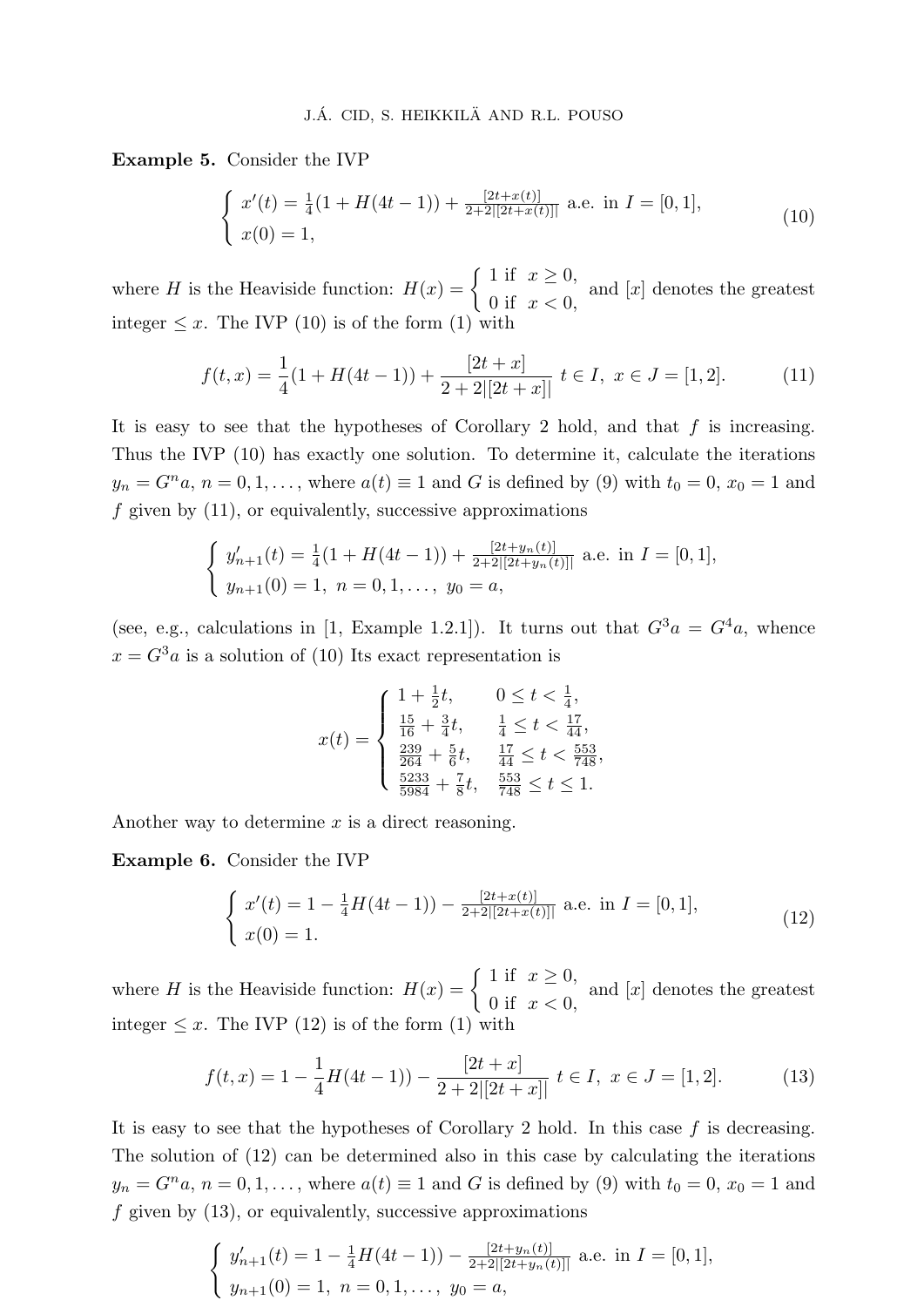**Example 5.** Consider the IVP

$$\begin{cases} x'(t) = \frac{1}{4}(1 + H(4t-1)) + \frac{[2t+x(t)]}{2+2|[2t+x(t)]|} \text{ a.e. in } I = [0,1], \\ x(0) = 1, \end{cases} \tag{10}$$

where $H$ is the Heaviside function: $H(x) = \begin{cases} 1 \text{ if } x \geq 0, \\ 0 \text{ if } x < 0, \end{cases}$ and $[x]$ denotes the greatest integer $\leq x$. The IVP (10) is of the form (1) with

$$f(t,x) = \frac{1}{4}(1 + H(4t-1)) + \frac{[2t+x]}{2+2|[2t+x]|} \; t \in I, \; x \in J = [1,2]. \tag{11}$$

It is easy to see that the hypotheses of Corollary 2 hold, and that $f$ is increasing. Thus the IVP (10) has exactly one solution. To determine it, calculate the iterations $y_n = G^n a$, $n = 0, 1, \dots$, where $a(t) \equiv 1$ and $G$ is defined by (9) with $t_0 = 0$, $x_0 = 1$ and $f$ given by (11), or equivalently, successive approximations

$$\begin{cases} y_{n+1}'(t) = \frac{1}{4}(1 + H(4t-1)) + \frac{[2t+y_n(t)]}{2+2|[2t+y_n(t)]|} \text{ a.e. in } I = [0,1], \\ y_{n+1}(0) = 1, \; n = 0, 1, \dots, \; y_0 = a, \end{cases}$$

(see, e.g., calculations in [1, Example 1.2.1]). It turns out that $G^3 a = G^4 a$, whence $x = G^3 a$ is a solution of (10) Its exact representation is

$$x(t) = \begin{cases} 1 + \frac{1}{2}t, & 0 \leq t < \frac{1}{4}, \\ \frac{15}{16} + \frac{3}{4}t, & \frac{1}{4} \leq t < \frac{17}{44}, \\ \frac{239}{264} + \frac{5}{6}t, & \frac{17}{44} \leq t < \frac{553}{748}, \\ \frac{5233}{5984} + \frac{7}{8}t, & \frac{553}{748} \leq t \leq 1. \end{cases}$$

Another way to determine $x$ is a direct reasoning.

**Example 6.** Consider the IVP

$$\begin{cases} x'(t) = 1 - \frac{1}{4}H(4t-1)) - \frac{[2t+x(t)]}{2+2|[2t+x(t)]|} \text{ a.e. in } I = [0,1], \\ x(0) = 1. \end{cases} \tag{12}$$

where $H$ is the Heaviside function: $H(x) = \begin{cases} 1 \text{ if } x \geq 0, \\ 0 \text{ if } x < 0, \end{cases}$ and $[x]$ denotes the greatest integer $\leq x$. The IVP (12) is of the form (1) with

$$f(t,x) = 1 - \frac{1}{4}H(4t-1)) - \frac{[2t+x]}{2+2|[2t+x]|} \; t \in I, \; x \in J = [1,2]. \tag{13}$$

It is easy to see that the hypotheses of Corollary 2 hold. In this case $f$ is decreasing. The solution of (12) can be determined also in this case by calculating the iterations $y_n = G^n a$, $n = 0, 1, \dots$, where $a(t) \equiv 1$ and $G$ is defined by (9) with $t_0 = 0$, $x_0 = 1$ and $f$ given by (13), or equivalently, successive approximations

$$\begin{cases} y_{n+1}'(t) = 1 - \frac{1}{4}H(4t-1)) - \frac{[2t+y_n(t)]}{2+2|[2t+y_n(t)]|} \text{ a.e. in } I = [0,1], \\ y_{n+1}(0) = 1, \; n = 0, 1, \dots, \; y_0 = a, \end{cases}$$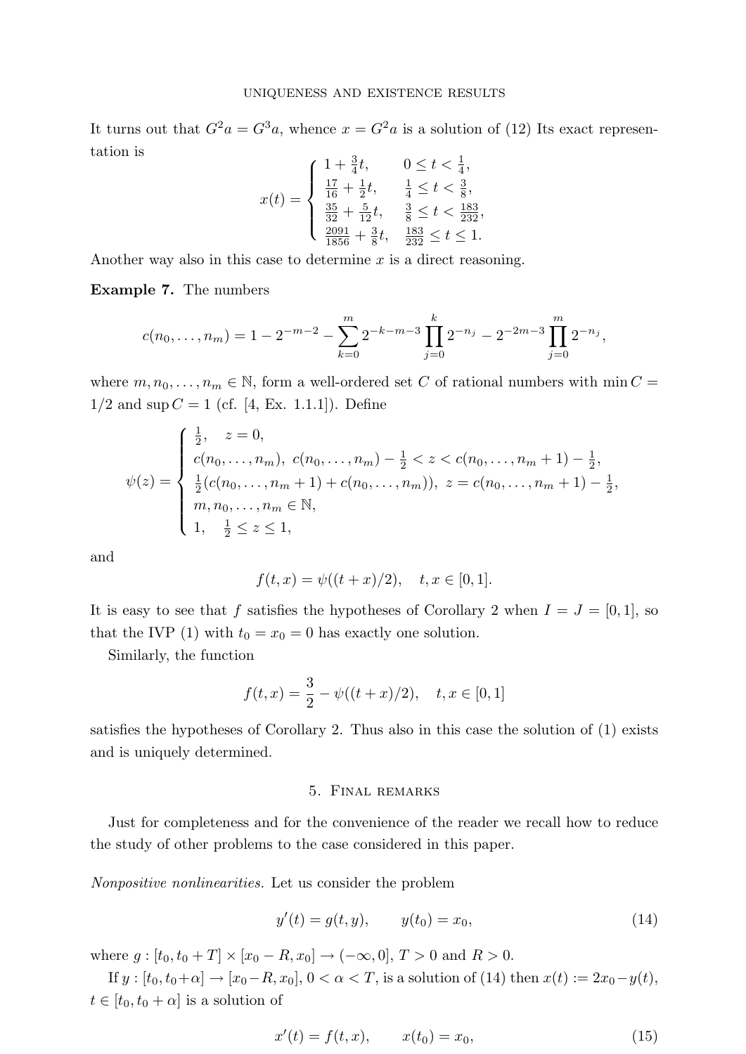It turns out that $G^2 a = G^3 a$, whence $x = G^2 a$ is a solution of (12) Its exact representation is

$$x(t) = \begin{cases} 1 + \frac{3}{4}t, & 0 \le t < \frac{1}{4}, \\ \frac{17}{16} + \frac{1}{2}t, & \frac{1}{4} \le t < \frac{3}{8}, \\ \frac{35}{32} + \frac{5}{12}t, & \frac{3}{8} \le t < \frac{183}{232}, \\ \frac{2091}{1856} + \frac{3}{8}t, & \frac{183}{232} \le t \le 1. \end{cases}$$

Another way also in this case to determine $x$ is a direct reasoning.

**Example 7.** The numbers

$$c(n_0, \dots, n_m) = 1 - 2^{-m-2} - \sum_{k=0}^{m} 2^{-k-m-3} \prod_{j=0}^{k} 2^{-n_j} - 2^{-2m-3} \prod_{j=0}^{m} 2^{-n_j},$$

where $m, n_0, \dots, n_m \in \mathbb{N}$, form a well-ordered set $C$ of rational numbers with $\min C = 1/2$ and $\sup C = 1$ (cf. [4, Ex. 1.1.1]). Define

$$\psi(z) = \begin{cases} \frac{1}{2}, \quad z = 0, \\ c(n_0, \dots, n_m), \ c(n_0, \dots, n_m) - \frac{1}{2} < z < c(n_0, \dots, n_m + 1) - \frac{1}{2}, \\ \frac{1}{2}(c(n_0, \dots, n_m + 1) + c(n_0, \dots, n_m)), \ z = c(n_0, \dots, n_m + 1) - \frac{1}{2}, \\ m, n_0, \dots, n_m \in \mathbb{N}, \\ 1, \quad \frac{1}{2} \le z \le 1, \end{cases}$$

and

$$f(t, x) = \psi((t + x)/2), \quad t, x \in [0, 1].$$

It is easy to see that $f$ satisfies the hypotheses of Corollary 2 when $I = J = [0, 1]$, so that the IVP (1) with $t_0 = x_0 = 0$ has exactly one solution.

Similarly, the function

$$f(t, x) = \frac{3}{2} - \psi((t + x)/2), \quad t, x \in [0, 1]$$

satisfies the hypotheses of Corollary 2. Thus also in this case the solution of (1) exists and is uniquely determined.

## 5. Final remarks

Just for completeness and for the convenience of the reader we recall how to reduce the study of other problems to the case considered in this paper.

*Nonpositive nonlinearities.* Let us consider the problem

$$y'(t) = g(t, y), \qquad y(t_0) = x_0, \tag{14}$$

where $g : [t_0, t_0 + T] \times [x_0 - R, x_0] \to (-\infty, 0]$, $T > 0$ and $R > 0$.

If $y : [t_0, t_0 + \alpha] \to [x_0 - R, x_0]$, $0 < \alpha < T$, is a solution of (14) then $x(t) := 2x_0 - y(t)$, $t \in [t_0, t_0 + \alpha]$ is a solution of

$$x'(t) = f(t, x), \qquad x(t_0) = x_0, \tag{15}$$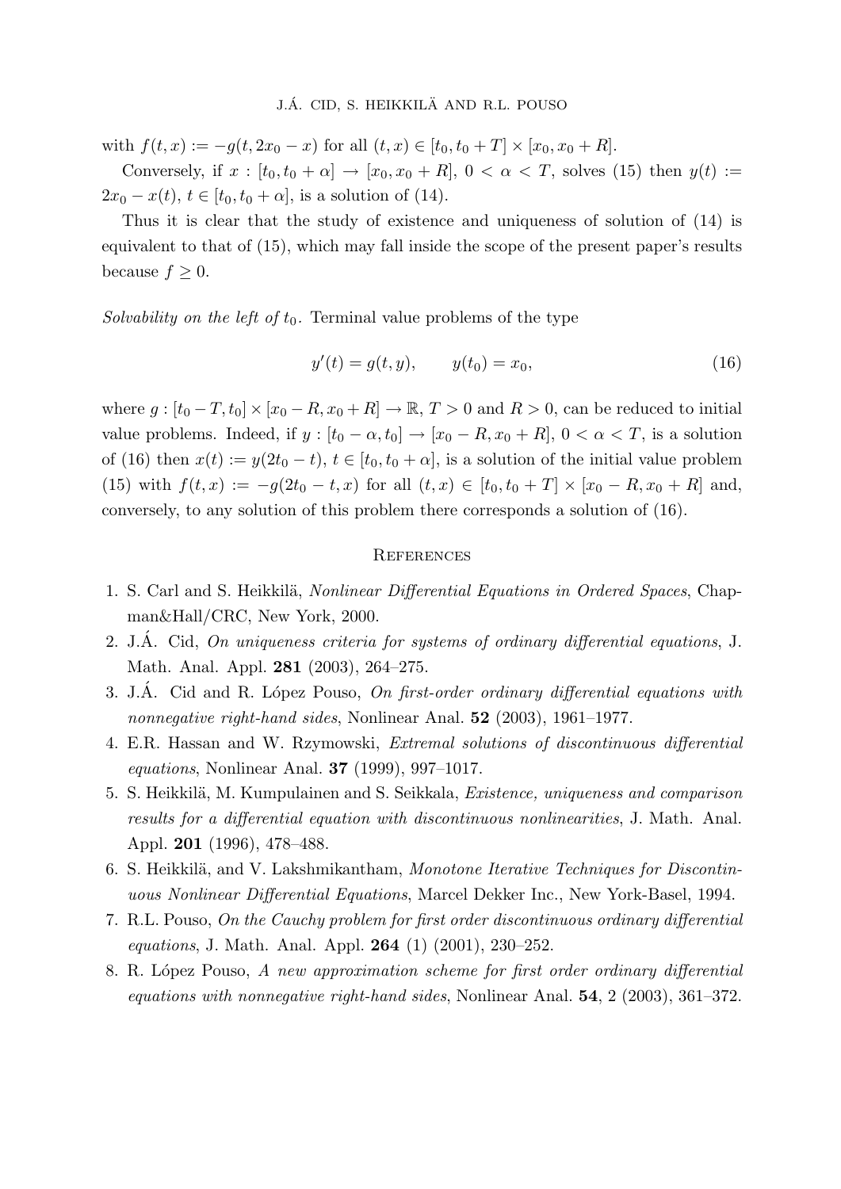with $f(t, x) := -g(t, 2x_0 - x)$ for all $(t, x) \in [t_0, t_0 + T] \times [x_0, x_0 + R]$.

Conversely, if $x : [t_0, t_0 + \alpha] \to [x_0, x_0 + R]$, $0 < \alpha < T$, solves (15) then $y(t) := 2x_0 - x(t)$, $t \in [t_0, t_0 + \alpha]$, is a solution of (14).

Thus it is clear that the study of existence and uniqueness of solution of (14) is equivalent to that of (15), which may fall inside the scope of the present paper's results because $f \geq 0$.

*Solvability on the left of $t_0$.* Terminal value problems of the type

$$y'(t) = g(t, y), \qquad y(t_0) = x_0, \tag{16}$$

where $g : [t_0 - T, t_0] \times [x_0 - R, x_0 + R] \to \mathbb{R}$, $T > 0$ and $R > 0$, can be reduced to initial value problems. Indeed, if $y : [t_0 - \alpha, t_0] \to [x_0 - R, x_0 + R]$, $0 < \alpha < T$, is a solution of (16) then $x(t) := y(2t_0 - t)$, $t \in [t_0, t_0 + \alpha]$, is a solution of the initial value problem (15) with $f(t, x) := -g(2t_0 - t, x)$ for all $(t, x) \in [t_0, t_0 + T] \times [x_0 - R, x_0 + R]$ and, conversely, to any solution of this problem there corresponds a solution of (16).

## References

1. S. Carl and S. Heikkilä, *Nonlinear Differential Equations in Ordered Spaces*, Chapman&Hall/CRC, New York, 2000.
2. J.Á. Cid, *On uniqueness criteria for systems of ordinary differential equations*, J. Math. Anal. Appl. **281** (2003), 264–275.
3. J.Á. Cid and R. López Pouso, *On first-order ordinary differential equations with nonnegative right-hand sides*, Nonlinear Anal. **52** (2003), 1961–1977.
4. E.R. Hassan and W. Rzymowski, *Extremal solutions of discontinuous differential equations*, Nonlinear Anal. **37** (1999), 997–1017.
5. S. Heikkilä, M. Kumpulainen and S. Seikkala, *Existence, uniqueness and comparison results for a differential equation with discontinuous nonlinearities*, J. Math. Anal. Appl. **201** (1996), 478–488.
6. S. Heikkilä, and V. Lakshmikantham, *Monotone Iterative Techniques for Discontinuous Nonlinear Differential Equations*, Marcel Dekker Inc., New York-Basel, 1994.
7. R.L. Pouso, *On the Cauchy problem for first order discontinuous ordinary differential equations*, J. Math. Anal. Appl. **264** (1) (2001), 230–252.
8. R. López Pouso, *A new approximation scheme for first order ordinary differential equations with nonnegative right-hand sides*, Nonlinear Anal. **54**, 2 (2003), 361–372.